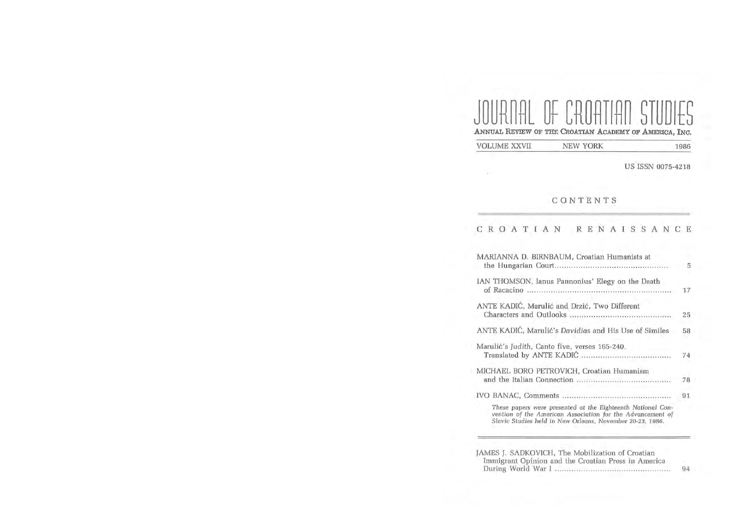# JOURNAL OF CROATIAN STUDIES

ANNUAL REVIEW OF THE CROATIAN ACADEMY OF AMERICA, INC.

VOLUME XXVII NEW YORK 1986

US ISSN 0075-4218

## CONTENTS

### CROATIAN RENAISSANCE

MARIANNA D. BIRNBAUM, Croatian Humanists at the Hungarian Court ..... 5

IAN THOMSON, Ianus Pannonius' Elegy on the Death of Racacino ..... 17

ANTE KADIĆ, Marulić and Drzić, Two Different Characters and Outlooks ..... 25

ANTE KADIĆ, Marulić's *Davidias* and His Use of Similes ..... 58

Marulić's *Judith*, Canto five, verses 165-240. Translated by ANTE KADIĆ ..... 74

MICHAEL BORO PETROVICH, Croatian Humanism and the Italian Connection ..... 78

IVO BANAC, Comments ..... 91

*These papers were presented at the Eighteenth National Convention of the American Association for the Advancement of Slavic Studies held in New Orleans, November 20-23, 1986.*

JAMES J. SADKOVICH, The Mobilization of Croatian Immigrant Opinion and the Croatian Press in America During World War I ..... 94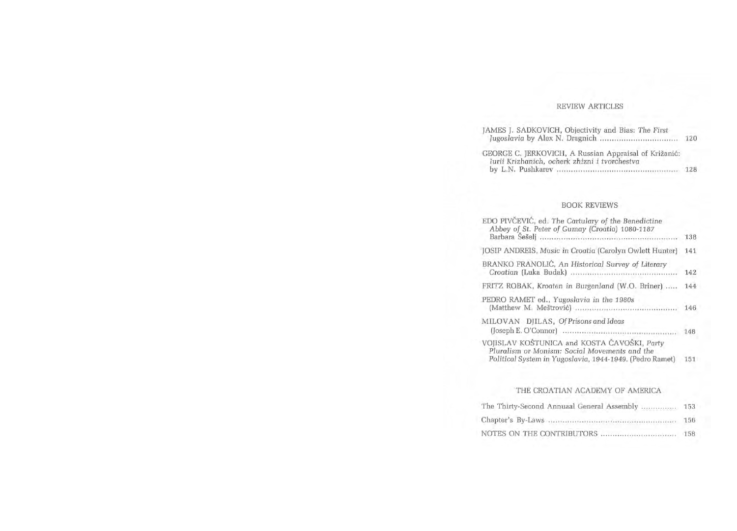## REVIEW ARTICLES

JAMES J. SADKOVICH, Objectivity and Bias: *The First Jugoslavia* by Alex N. Dragnich ................................ 120

GEORGE C. JERKOVICH, A Russian Appraisal of Križanić: *Iurii Krizhanich, ocherk zhizni i tvorchestva* by L.N. Pushkarev ................................................ 128

## BOOK REVIEWS

EDO PIVČEVIĆ, ed. *The Cartulary of the Benedictine Abbey of St. Peter of Gumay (Croatia) 1080-1187* Barbara Šešelj ........................................................ 138

JOSIP ANDREIS, *Music in Croatia* (Carolyn Owlett Hunter) 141

BRANKO FRANOLIĆ, *An Historical Survey of Literary Croatian* (Luka Budak) ............................................ 142

FRITZ ROBAK, *Kroaten in Burgenland* (W.O. Briner) ..... 144

PEDRO RAMET ed., *Yugoslavia in the 1980s* (Matthew M. Meštrović) .......................................... 146

MILOVAN DJILAS, *Of Prisons and Ideas* (Joseph E. O'Connor) ................................................ 148

VOJISLAV KOŠTUNICA and KOSTA ČAVOŠKI, *Party Pluralism or Monism: Social Movements and the Political System in Yugoslavia, 1944-1949.* (Pedro Ramet) 151

## THE CROATIAN ACADEMY OF AMERICA

The Thirty-Second Annuaal General Assembly .............. 153

Chapter's By-Laws .................................................... 156

NOTES ON THE CONTRIBUTORS ............................... 158